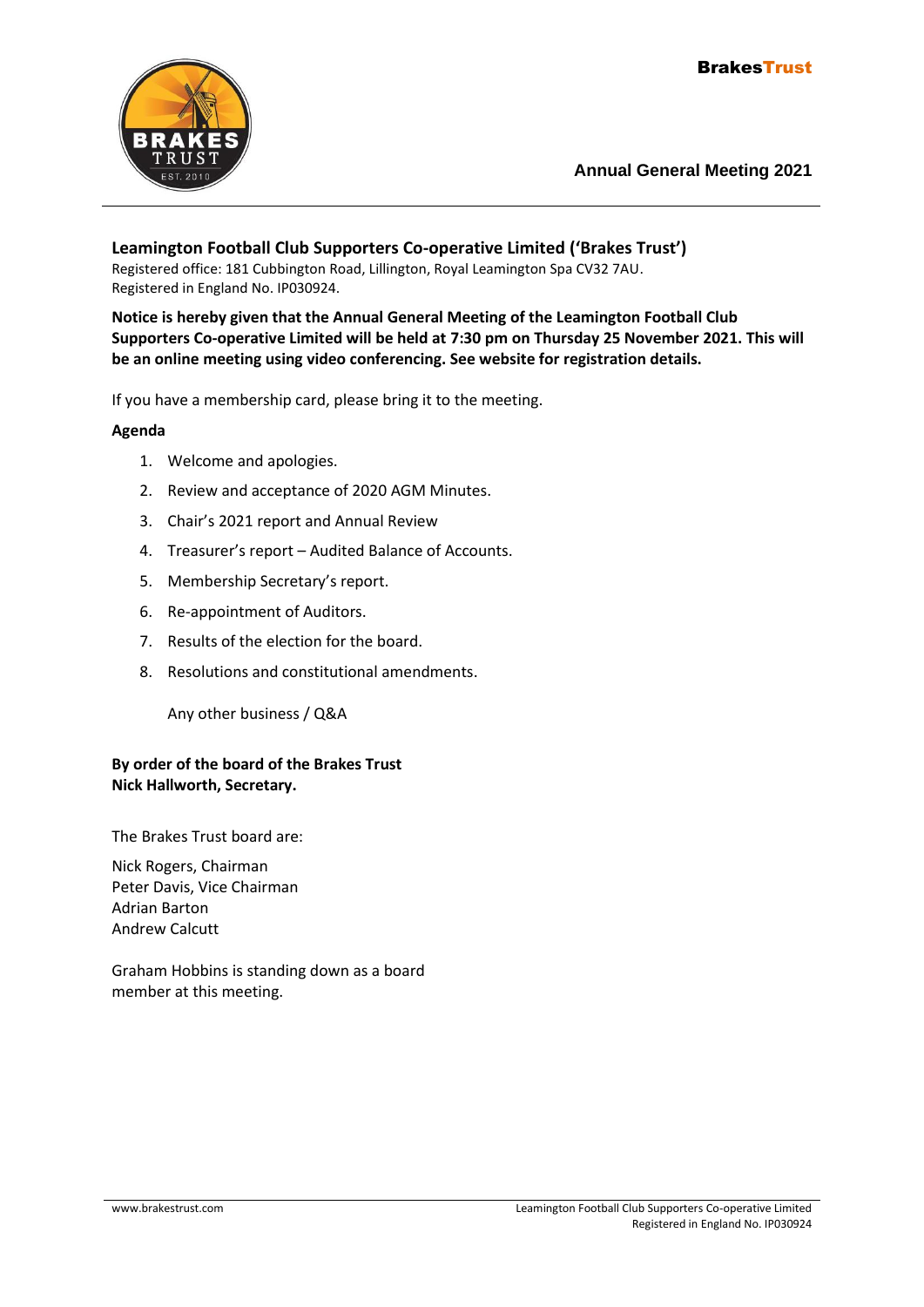**BrakesTrust**

## Annual General Meeting 2021

### Leamington Football Club Supporters Co-operative Limited ('Brakes Trust')

Registered office: 181 Cubbington Road, Lillington, Royal Leamington Spa CV32 7AU.
Registered in England No. IP030924.

**Notice is hereby given that the Annual General Meeting of the Leamington Football Club Supporters Co-operative Limited will be held at 7:30 pm on Thursday 25 November 2021. This will be an online meeting using video conferencing. See website for registration details.**

If you have a membership card, please bring it to the meeting.

**Agenda**

1. Welcome and apologies.
2. Review and acceptance of 2020 AGM Minutes.
3. Chair's 2021 report and Annual Review
4. Treasurer's report – Audited Balance of Accounts.
5. Membership Secretary's report.
6. Re-appointment of Auditors.
7. Results of the election for the board.
8. Resolutions and constitutional amendments.

Any other business / Q&A

**By order of the board of the Brakes Trust**
**Nick Hallworth, Secretary.**

The Brakes Trust board are:

Nick Rogers, Chairman
Peter Davis, Vice Chairman
Adrian Barton
Andrew Calcutt

Graham Hobbins is standing down as a board member at this meeting.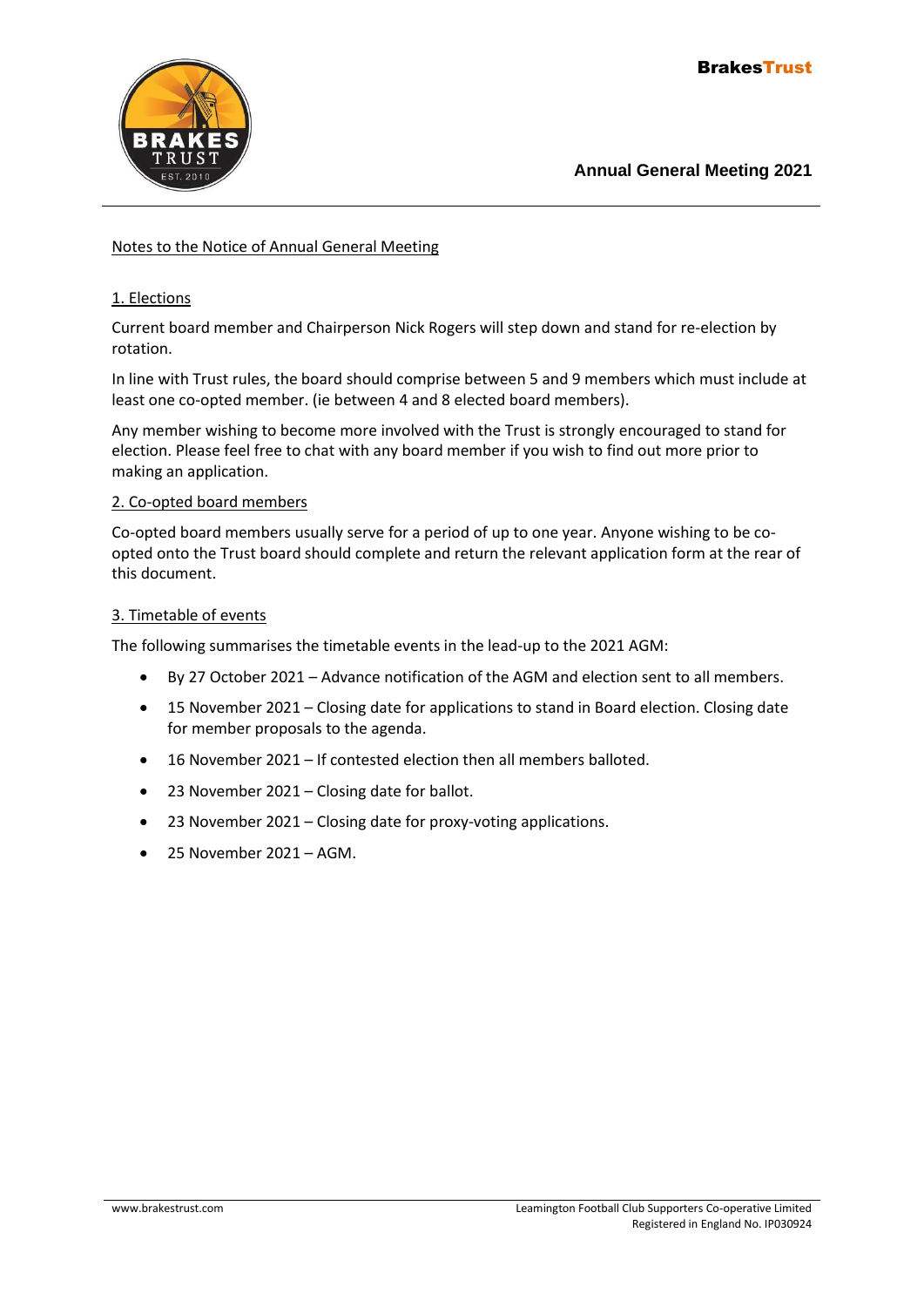## Notes to the Notice of Annual General Meeting

### 1. Elections

Current board member and Chairperson Nick Rogers will step down and stand for re-election by rotation.

In line with Trust rules, the board should comprise between 5 and 9 members which must include at least one co-opted member. (ie between 4 and 8 elected board members).

Any member wishing to become more involved with the Trust is strongly encouraged to stand for election. Please feel free to chat with any board member if you wish to find out more prior to making an application.

### 2. Co-opted board members

Co-opted board members usually serve for a period of up to one year. Anyone wishing to be co-opted onto the Trust board should complete and return the relevant application form at the rear of this document.

### 3. Timetable of events

The following summarises the timetable events in the lead-up to the 2021 AGM:

- By 27 October 2021 – Advance notification of the AGM and election sent to all members.
- 15 November 2021 – Closing date for applications to stand in Board election. Closing date for member proposals to the agenda.
- 16 November 2021 – If contested election then all members balloted.
- 23 November 2021 – Closing date for ballot.
- 23 November 2021 – Closing date for proxy-voting applications.
- 25 November 2021 – AGM.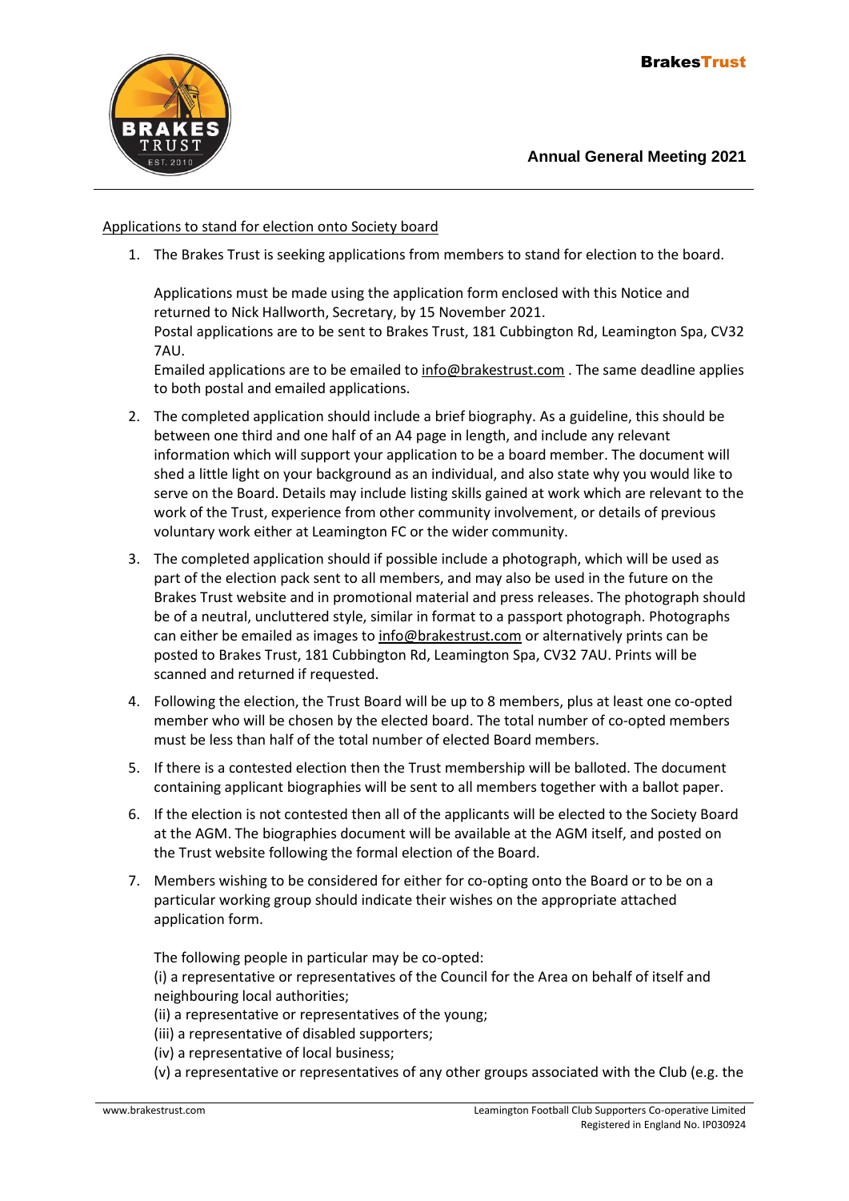Applications to stand for election onto Society board

1. The Brakes Trust is seeking applications from members to stand for election to the board.

   Applications must be made using the application form enclosed with this Notice and returned to Nick Hallworth, Secretary, by 15 November 2021.
   Postal applications are to be sent to Brakes Trust, 181 Cubbington Rd, Leamington Spa, CV32 7AU.
   Emailed applications are to be emailed to info@brakestrust.com . The same deadline applies to both postal and emailed applications.

2. The completed application should include a brief biography. As a guideline, this should be between one third and one half of an A4 page in length, and include any relevant information which will support your application to be a board member. The document will shed a little light on your background as an individual, and also state why you would like to serve on the Board. Details may include listing skills gained at work which are relevant to the work of the Trust, experience from other community involvement, or details of previous voluntary work either at Leamington FC or the wider community.

3. The completed application should if possible include a photograph, which will be used as part of the election pack sent to all members, and may also be used in the future on the Brakes Trust website and in promotional material and press releases. The photograph should be of a neutral, uncluttered style, similar in format to a passport photograph. Photographs can either be emailed as images to info@brakestrust.com or alternatively prints can be posted to Brakes Trust, 181 Cubbington Rd, Leamington Spa, CV32 7AU. Prints will be scanned and returned if requested.

4. Following the election, the Trust Board will be up to 8 members, plus at least one co-opted member who will be chosen by the elected board. The total number of co-opted members must be less than half of the total number of elected Board members.

5. If there is a contested election then the Trust membership will be balloted. The document containing applicant biographies will be sent to all members together with a ballot paper.

6. If the election is not contested then all of the applicants will be elected to the Society Board at the AGM. The biographies document will be available at the AGM itself, and posted on the Trust website following the formal election of the Board.

7. Members wishing to be considered for either for co-opting onto the Board or to be on a particular working group should indicate their wishes on the appropriate attached application form.

   The following people in particular may be co-opted:
   (i) a representative or representatives of the Council for the Area on behalf of itself and neighbouring local authorities;
   (ii) a representative or representatives of the young;
   (iii) a representative of disabled supporters;
   (iv) a representative of local business;
   (v) a representative or representatives of any other groups associated with the Club (e.g. the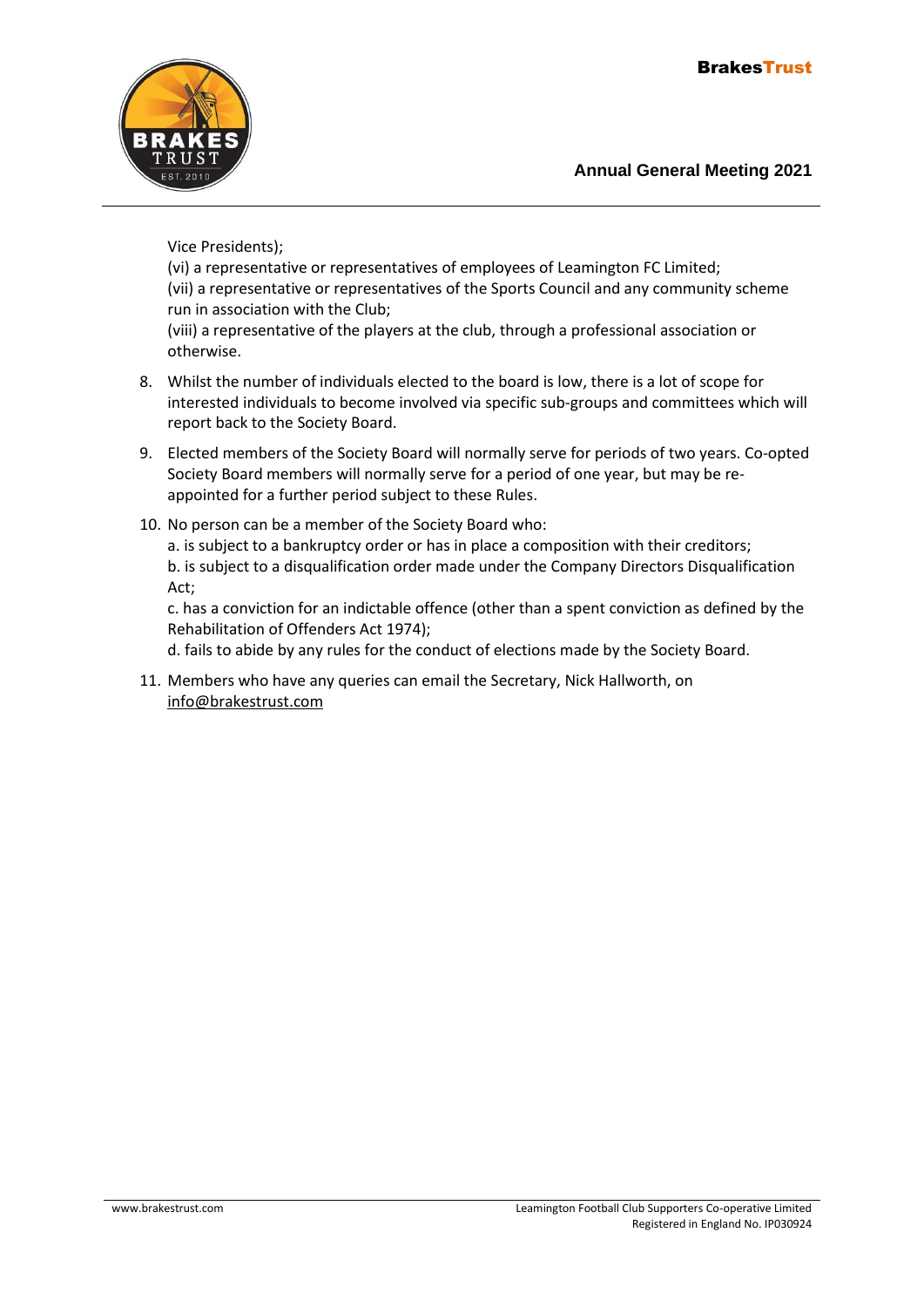Vice Presidents);
(vi) a representative or representatives of employees of Leamington FC Limited;
(vii) a representative or representatives of the Sports Council and any community scheme run in association with the Club;
(viii) a representative of the players at the club, through a professional association or otherwise.

8. Whilst the number of individuals elected to the board is low, there is a lot of scope for interested individuals to become involved via specific sub-groups and committees which will report back to the Society Board.
9. Elected members of the Society Board will normally serve for periods of two years. Co-opted Society Board members will normally serve for a period of one year, but may be re-appointed for a further period subject to these Rules.
10. No person can be a member of the Society Board who:
    a. is subject to a bankruptcy order or has in place a composition with their creditors;
    b. is subject to a disqualification order made under the Company Directors Disqualification Act;
    c. has a conviction for an indictable offence (other than a spent conviction as defined by the Rehabilitation of Offenders Act 1974);
    d. fails to abide by any rules for the conduct of elections made by the Society Board.
11. Members who have any queries can email the Secretary, Nick Hallworth, on info@brakestrust.com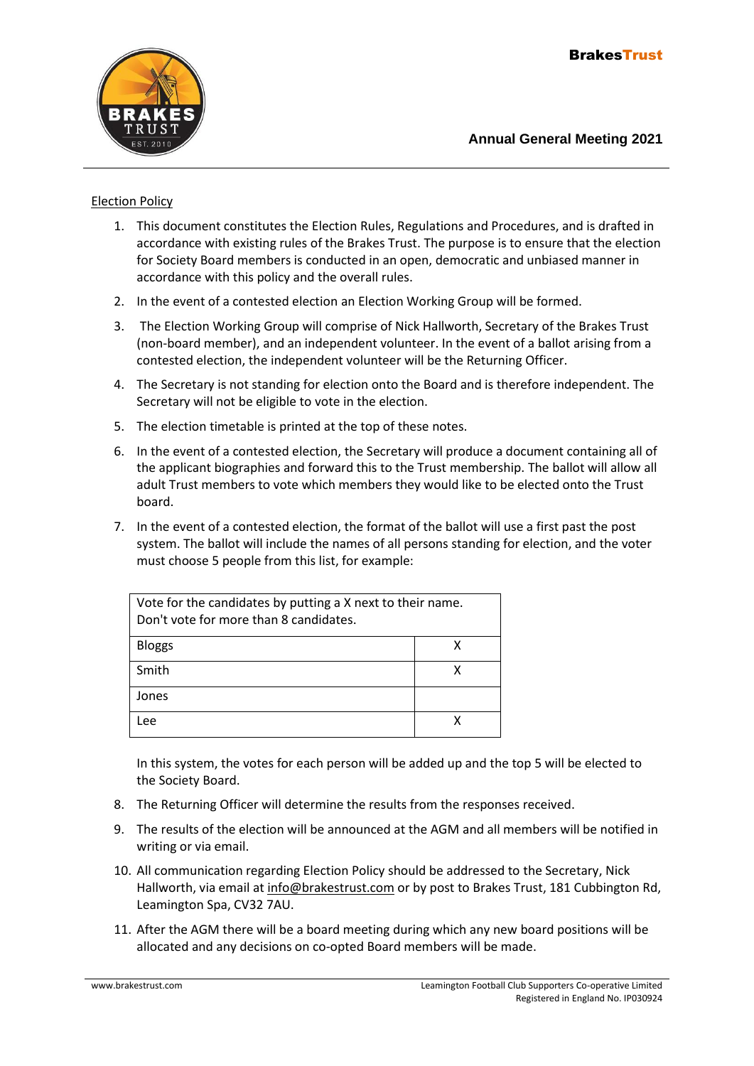Election Policy

1. This document constitutes the Election Rules, Regulations and Procedures, and is drafted in accordance with existing rules of the Brakes Trust. The purpose is to ensure that the election for Society Board members is conducted in an open, democratic and unbiased manner in accordance with this policy and the overall rules.
2. In the event of a contested election an Election Working Group will be formed.
3. The Election Working Group will comprise of Nick Hallworth, Secretary of the Brakes Trust (non-board member), and an independent volunteer. In the event of a ballot arising from a contested election, the independent volunteer will be the Returning Officer.
4. The Secretary is not standing for election onto the Board and is therefore independent. The Secretary will not be eligible to vote in the election.
5. The election timetable is printed at the top of these notes.
6. In the event of a contested election, the Secretary will produce a document containing all of the applicant biographies and forward this to the Trust membership. The ballot will allow all adult Trust members to vote which members they would like to be elected onto the Trust board.
7. In the event of a contested election, the format of the ballot will use a first past the post system. The ballot will include the names of all persons standing for election, and the voter must choose 5 people from this list, for example:

| Vote for the candidates by putting a X next to their name. Don't vote for more than 8 candidates. | |
|---|---|
| Bloggs | X |
| Smith | X |
| Jones | |
| Lee | X |

   In this system, the votes for each person will be added up and the top 5 will be elected to the Society Board.

8. The Returning Officer will determine the results from the responses received.
9. The results of the election will be announced at the AGM and all members will be notified in writing or via email.
10. All communication regarding Election Policy should be addressed to the Secretary, Nick Hallworth, via email at info@brakestrust.com or by post to Brakes Trust, 181 Cubbington Rd, Leamington Spa, CV32 7AU.
11. After the AGM there will be a board meeting during which any new board positions will be allocated and any decisions on co-opted Board members will be made.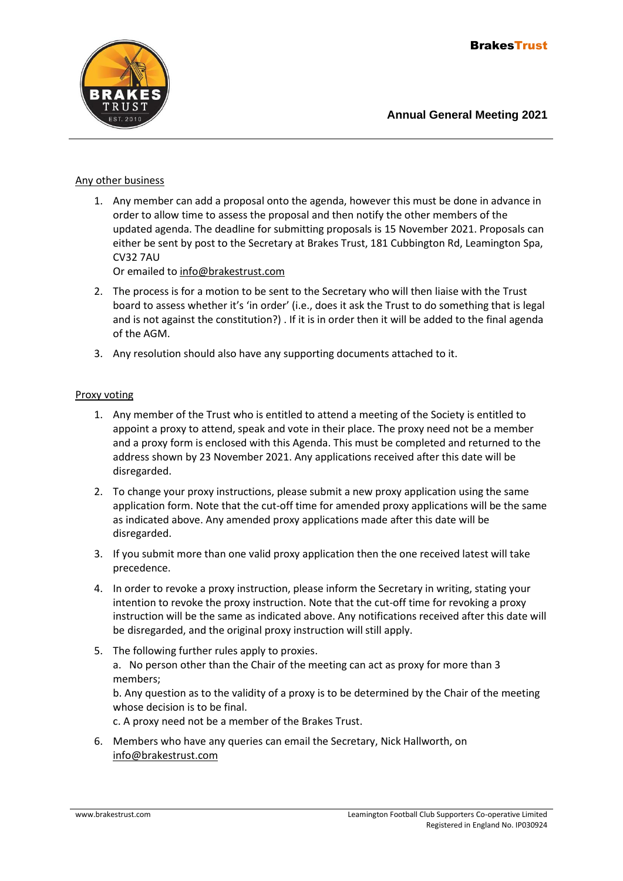## Any other business

1. Any member can add a proposal onto the agenda, however this must be done in advance in order to allow time to assess the proposal and then notify the other members of the updated agenda. The deadline for submitting proposals is 15 November 2021. Proposals can either be sent by post to the Secretary at Brakes Trust, 181 Cubbington Rd, Leamington Spa, CV32 7AU
   Or emailed to info@brakestrust.com
2. The process is for a motion to be sent to the Secretary who will then liaise with the Trust board to assess whether it's 'in order' (i.e., does it ask the Trust to do something that is legal and is not against the constitution?) . If it is in order then it will be added to the final agenda of the AGM.
3. Any resolution should also have any supporting documents attached to it.

## Proxy voting

1. Any member of the Trust who is entitled to attend a meeting of the Society is entitled to appoint a proxy to attend, speak and vote in their place. The proxy need not be a member and a proxy form is enclosed with this Agenda. This must be completed and returned to the address shown by 23 November 2021. Any applications received after this date will be disregarded.
2. To change your proxy instructions, please submit a new proxy application using the same application form. Note that the cut-off time for amended proxy applications will be the same as indicated above. Any amended proxy applications made after this date will be disregarded.
3. If you submit more than one valid proxy application then the one received latest will take precedence.
4. In order to revoke a proxy instruction, please inform the Secretary in writing, stating your intention to revoke the proxy instruction. Note that the cut-off time for revoking a proxy instruction will be the same as indicated above. Any notifications received after this date will be disregarded, and the original proxy instruction will still apply.
5. The following further rules apply to proxies.
   a. No person other than the Chair of the meeting can act as proxy for more than 3 members;
   b. Any question as to the validity of a proxy is to be determined by the Chair of the meeting whose decision is to be final.
   c. A proxy need not be a member of the Brakes Trust.
6. Members who have any queries can email the Secretary, Nick Hallworth, on info@brakestrust.com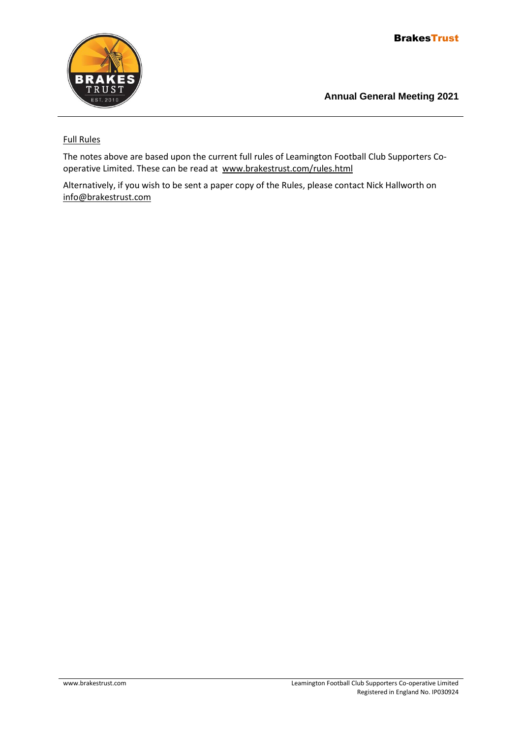Full Rules

The notes above are based upon the current full rules of Leamington Football Club Supporters Co-operative Limited. These can be read at www.brakestrust.com/rules.html

Alternatively, if you wish to be sent a paper copy of the Rules, please contact Nick Hallworth on info@brakestrust.com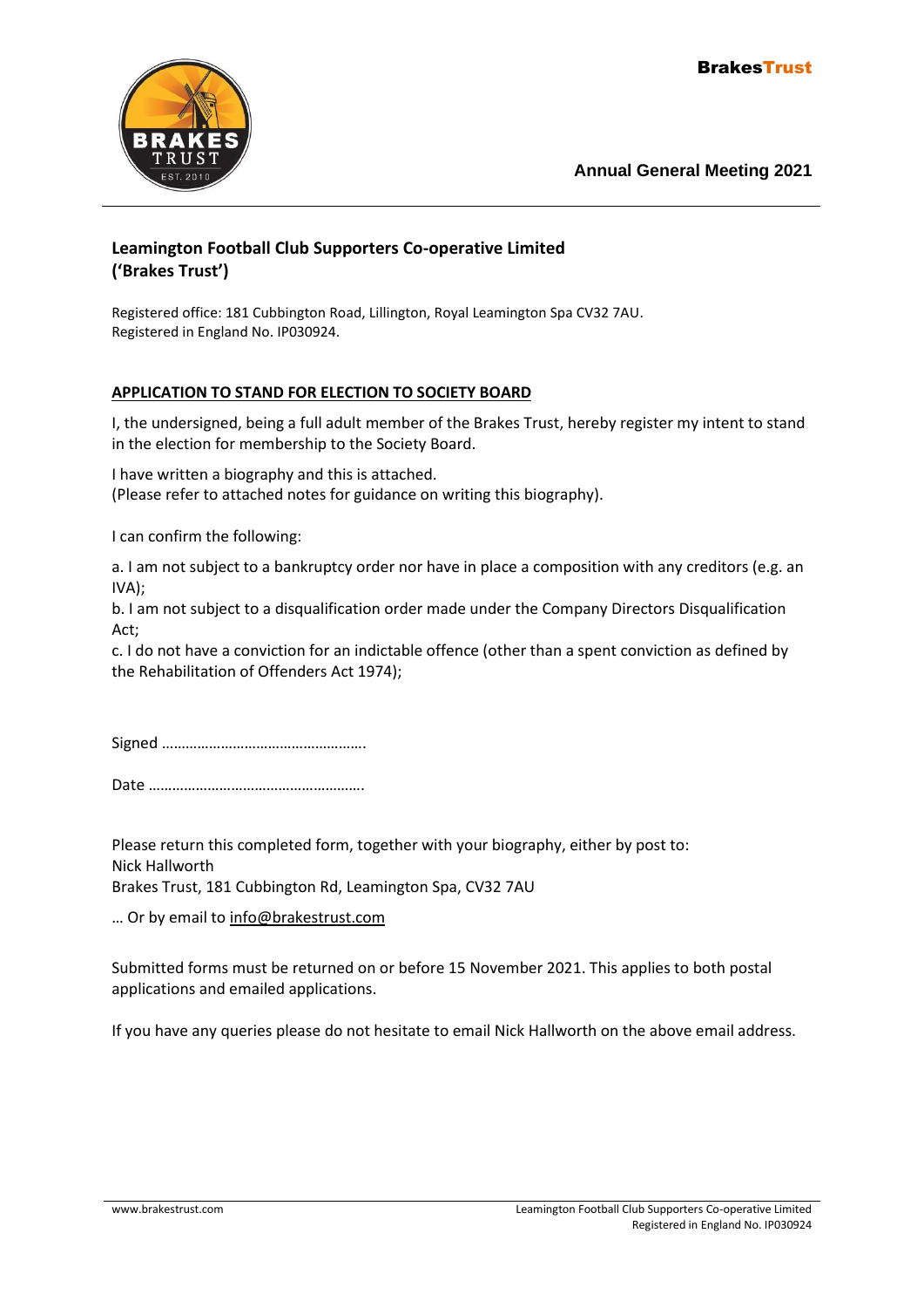**Annual General Meeting 2021**

## Leamington Football Club Supporters Co-operative Limited ('Brakes Trust')

Registered office: 181 Cubbington Road, Lillington, Royal Leamington Spa CV32 7AU.
Registered in England No. IP030924.

### APPLICATION TO STAND FOR ELECTION TO SOCIETY BOARD

I, the undersigned, being a full adult member of the Brakes Trust, hereby register my intent to stand in the election for membership to the Society Board.

I have written a biography and this is attached.
(Please refer to attached notes for guidance on writing this biography).

I can confirm the following:

a. I am not subject to a bankruptcy order nor have in place a composition with any creditors (e.g. an IVA);
b. I am not subject to a disqualification order made under the Company Directors Disqualification Act;
c. I do not have a conviction for an indictable offence (other than a spent conviction as defined by the Rehabilitation of Offenders Act 1974);

Signed …………………………………………….

Date ……………………………………………….

Please return this completed form, together with your biography, either by post to:
Nick Hallworth
Brakes Trust, 181 Cubbington Rd, Leamington Spa, CV32 7AU

… Or by email to info@brakestrust.com

Submitted forms must be returned on or before 15 November 2021. This applies to both postal applications and emailed applications.

If you have any queries please do not hesitate to email Nick Hallworth on the above email address.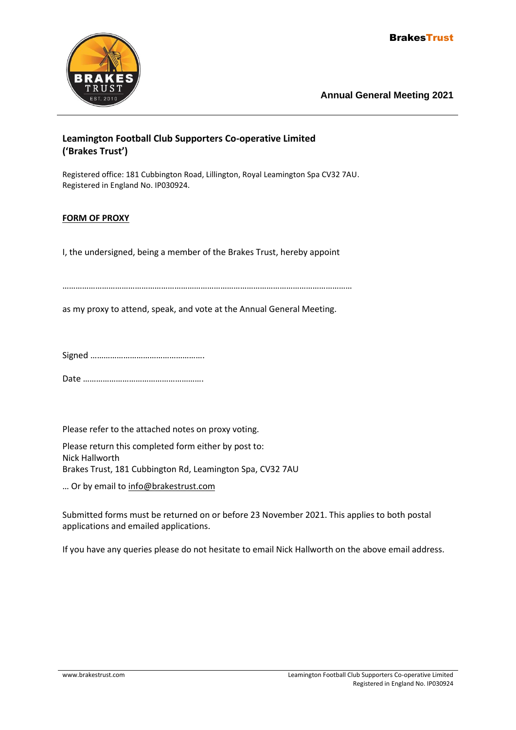**Annual General Meeting 2021**

## Leamington Football Club Supporters Co-operative Limited ('Brakes Trust')

Registered office: 181 Cubbington Road, Lillington, Royal Leamington Spa CV32 7AU.
Registered in England No. IP030924.

**FORM OF PROXY**

I, the undersigned, being a member of the Brakes Trust, hereby appoint

……………………………………………………………………………………………………………

as my proxy to attend, speak, and vote at the Annual General Meeting.

Signed …………………………………………….

Date ……………………………………………….

Please refer to the attached notes on proxy voting.

Please return this completed form either by post to:
Nick Hallworth
Brakes Trust, 181 Cubbington Rd, Leamington Spa, CV32 7AU

… Or by email to info@brakestrust.com

Submitted forms must be returned on or before 23 November 2021. This applies to both postal applications and emailed applications.

If you have any queries please do not hesitate to email Nick Hallworth on the above email address.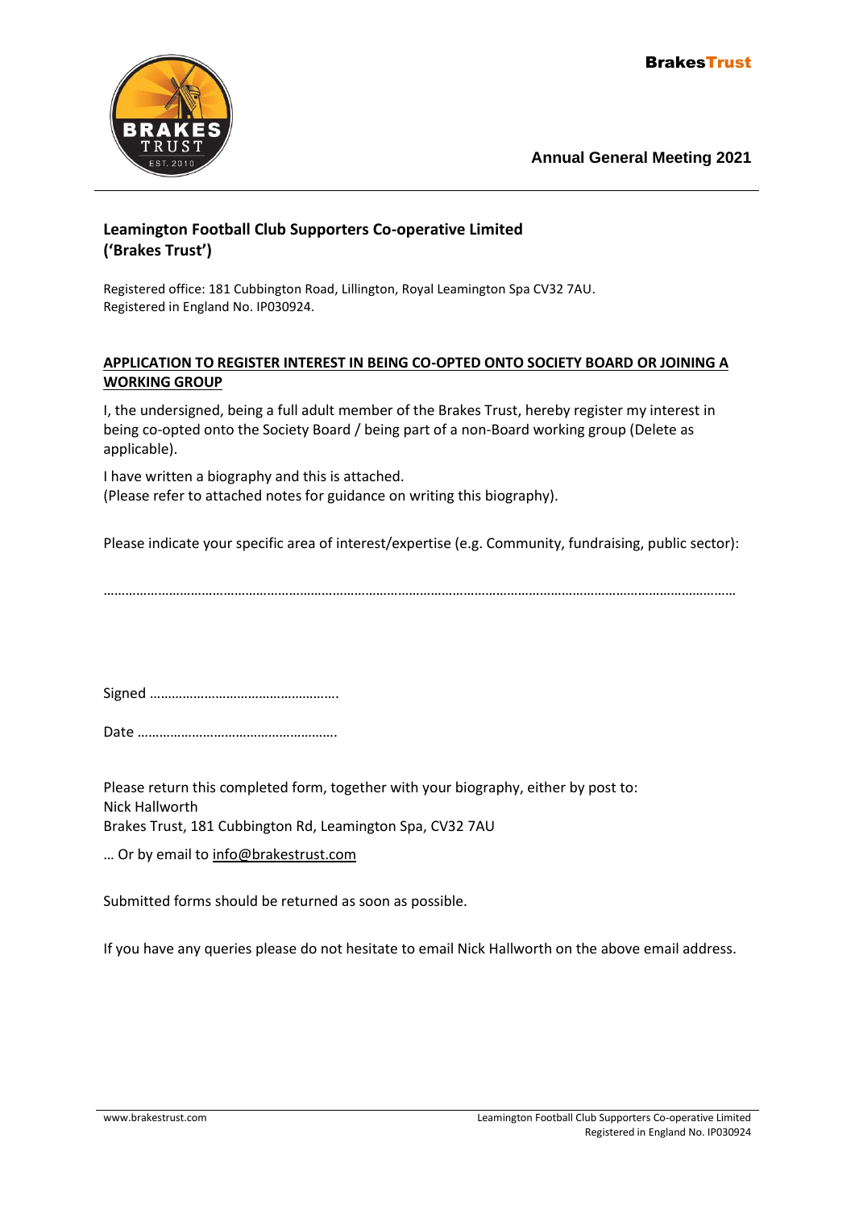**BrakesTrust**

**Annual General Meeting 2021**

## Leamington Football Club Supporters Co-operative Limited ('Brakes Trust')

Registered office: 181 Cubbington Road, Lillington, Royal Leamington Spa CV32 7AU.
Registered in England No. IP030924.

### APPLICATION TO REGISTER INTEREST IN BEING CO-OPTED ONTO SOCIETY BOARD OR JOINING A WORKING GROUP

I, the undersigned, being a full adult member of the Brakes Trust, hereby register my interest in being co-opted onto the Society Board / being part of a non-Board working group (Delete as applicable).

I have written a biography and this is attached.
(Please refer to attached notes for guidance on writing this biography).

Please indicate your specific area of interest/expertise (e.g. Community, fundraising, public sector):

……………………………………………………………………………………………………………………………………………………

Signed …………………………………………….

Date ……………………………………………….

Please return this completed form, together with your biography, either by post to:
Nick Hallworth
Brakes Trust, 181 Cubbington Rd, Leamington Spa, CV32 7AU

… Or by email to info@brakestrust.com

Submitted forms should be returned as soon as possible.

If you have any queries please do not hesitate to email Nick Hallworth on the above email address.